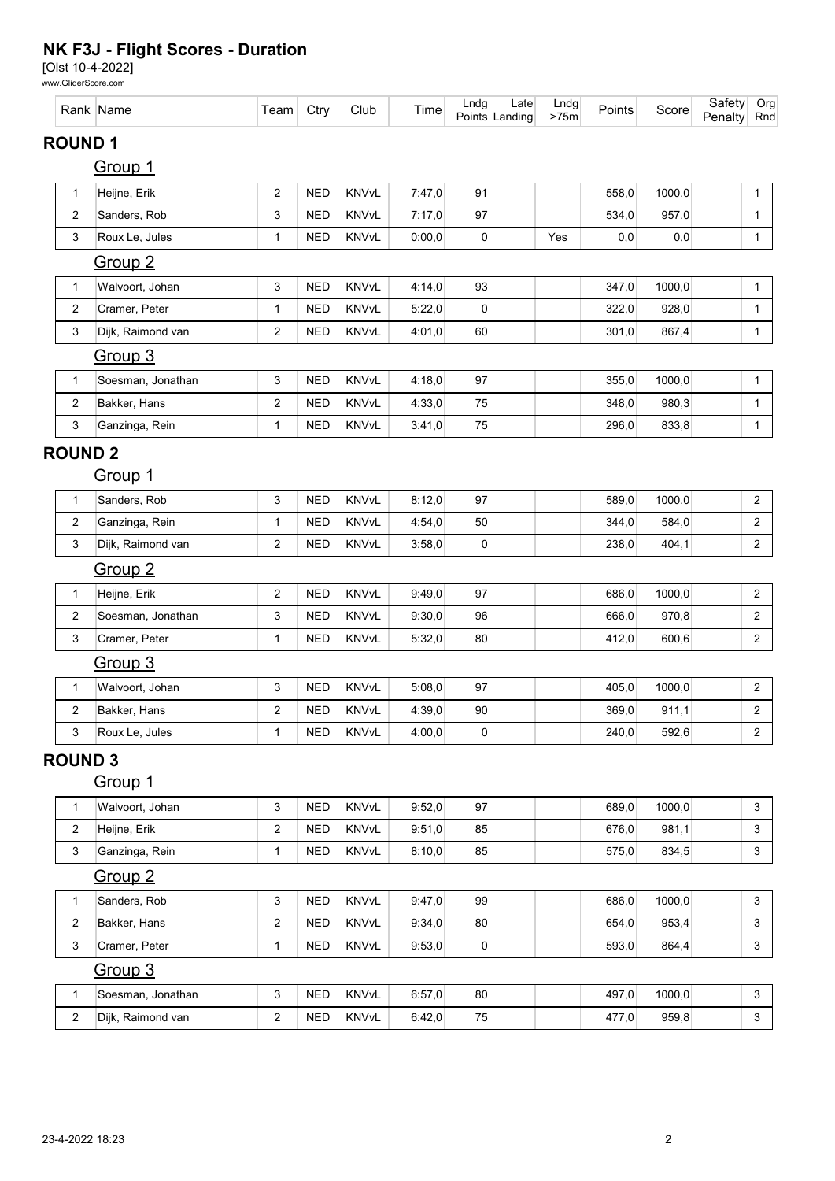# NK F3J - Flight Scores - Duration

[Olst 10-4-2022]

www.GliderScore.com

## ROUND 1

### Group 1

| Rank | Name | Team | Ctry | Club | Time | Lndg Points | Late Landing | Lndg >75m | Points | Score | Safety Penalty | Org Rnd |
|---|---|---|---|---|---|---|---|---|---|---|---|---|
| 1 | Heijne, Erik | 2 | NED | KNVvL | 7:47,0 | 91 | | | 558,0 | 1000,0 | | 1 |
| 2 | Sanders, Rob | 3 | NED | KNVvL | 7:17,0 | 97 | | | 534,0 | 957,0 | | 1 |
| 3 | Roux Le, Jules | 1 | NED | KNVvL | 0:00,0 | 0 | | Yes | 0,0 | 0,0 | | 1 |

### Group 2

| Rank | Name | Team | Ctry | Club | Time | Lndg Points | Late Landing | Lndg >75m | Points | Score | Safety Penalty | Org Rnd |
|---|---|---|---|---|---|---|---|---|---|---|---|---|
| 1 | Walvoort, Johan | 3 | NED | KNVvL | 4:14,0 | 93 | | | 347,0 | 1000,0 | | 1 |
| 2 | Cramer, Peter | 1 | NED | KNVvL | 5:22,0 | 0 | | | 322,0 | 928,0 | | 1 |
| 3 | Dijk, Raimond van | 2 | NED | KNVvL | 4:01,0 | 60 | | | 301,0 | 867,4 | | 1 |

### Group 3

| Rank | Name | Team | Ctry | Club | Time | Lndg Points | Late Landing | Lndg >75m | Points | Score | Safety Penalty | Org Rnd |
|---|---|---|---|---|---|---|---|---|---|---|---|---|
| 1 | Soesman, Jonathan | 3 | NED | KNVvL | 4:18,0 | 97 | | | 355,0 | 1000,0 | | 1 |
| 2 | Bakker, Hans | 2 | NED | KNVvL | 4:33,0 | 75 | | | 348,0 | 980,3 | | 1 |
| 3 | Ganzinga, Rein | 1 | NED | KNVvL | 3:41,0 | 75 | | | 296,0 | 833,8 | | 1 |

## ROUND 2

### Group 1

| Rank | Name | Team | Ctry | Club | Time | Lndg Points | Late Landing | Lndg >75m | Points | Score | Safety Penalty | Org Rnd |
|---|---|---|---|---|---|---|---|---|---|---|---|---|
| 1 | Sanders, Rob | 3 | NED | KNVvL | 8:12,0 | 97 | | | 589,0 | 1000,0 | | 2 |
| 2 | Ganzinga, Rein | 1 | NED | KNVvL | 4:54,0 | 50 | | | 344,0 | 584,0 | | 2 |
| 3 | Dijk, Raimond van | 2 | NED | KNVvL | 3:58,0 | 0 | | | 238,0 | 404,1 | | 2 |

### Group 2

| Rank | Name | Team | Ctry | Club | Time | Lndg Points | Late Landing | Lndg >75m | Points | Score | Safety Penalty | Org Rnd |
|---|---|---|---|---|---|---|---|---|---|---|---|---|
| 1 | Heijne, Erik | 2 | NED | KNVvL | 9:49,0 | 97 | | | 686,0 | 1000,0 | | 2 |
| 2 | Soesman, Jonathan | 3 | NED | KNVvL | 9:30,0 | 96 | | | 666,0 | 970,8 | | 2 |
| 3 | Cramer, Peter | 1 | NED | KNVvL | 5:32,0 | 80 | | | 412,0 | 600,6 | | 2 |

### Group 3

| Rank | Name | Team | Ctry | Club | Time | Lndg Points | Late Landing | Lndg >75m | Points | Score | Safety Penalty | Org Rnd |
|---|---|---|---|---|---|---|---|---|---|---|---|---|
| 1 | Walvoort, Johan | 3 | NED | KNVvL | 5:08,0 | 97 | | | 405,0 | 1000,0 | | 2 |
| 2 | Bakker, Hans | 2 | NED | KNVvL | 4:39,0 | 90 | | | 369,0 | 911,1 | | 2 |
| 3 | Roux Le, Jules | 1 | NED | KNVvL | 4:00,0 | 0 | | | 240,0 | 592,6 | | 2 |

## ROUND 3

### Group 1

| Rank | Name | Team | Ctry | Club | Time | Lndg Points | Late Landing | Lndg >75m | Points | Score | Safety Penalty | Org Rnd |
|---|---|---|---|---|---|---|---|---|---|---|---|---|
| 1 | Walvoort, Johan | 3 | NED | KNVvL | 9:52,0 | 97 | | | 689,0 | 1000,0 | | 3 |
| 2 | Heijne, Erik | 2 | NED | KNVvL | 9:51,0 | 85 | | | 676,0 | 981,1 | | 3 |
| 3 | Ganzinga, Rein | 1 | NED | KNVvL | 8:10,0 | 85 | | | 575,0 | 834,5 | | 3 |

### Group 2

| Rank | Name | Team | Ctry | Club | Time | Lndg Points | Late Landing | Lndg >75m | Points | Score | Safety Penalty | Org Rnd |
|---|---|---|---|---|---|---|---|---|---|---|---|---|
| 1 | Sanders, Rob | 3 | NED | KNVvL | 9:47,0 | 99 | | | 686,0 | 1000,0 | | 3 |
| 2 | Bakker, Hans | 2 | NED | KNVvL | 9:34,0 | 80 | | | 654,0 | 953,4 | | 3 |
| 3 | Cramer, Peter | 1 | NED | KNVvL | 9:53,0 | 0 | | | 593,0 | 864,4 | | 3 |

### Group 3

| Rank | Name | Team | Ctry | Club | Time | Lndg Points | Late Landing | Lndg >75m | Points | Score | Safety Penalty | Org Rnd |
|---|---|---|---|---|---|---|---|---|---|---|---|---|
| 1 | Soesman, Jonathan | 3 | NED | KNVvL | 6:57,0 | 80 | | | 497,0 | 1000,0 | | 3 |
| 2 | Dijk, Raimond van | 2 | NED | KNVvL | 6:42,0 | 75 | | | 477,0 | 959,8 | | 3 |

23-4-2022 18:23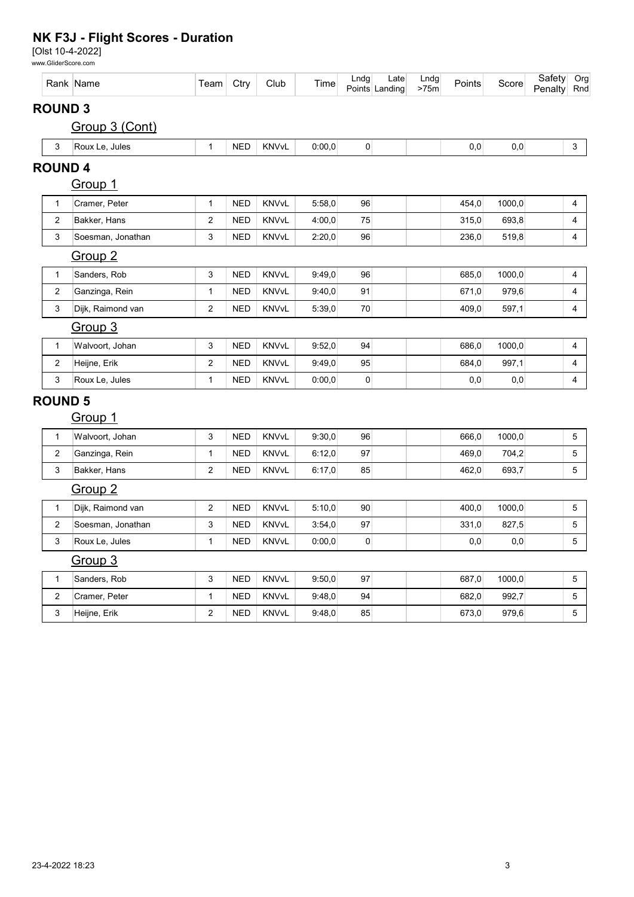## NK F3J - Flight Scores - Duration

[Olst 10-4-2022]

www.GliderScore.com

| Rank | Name | Team | Ctry | Club | Time | Lndg Points | Late Landing | Lndg >75m | Points | Score | Safety Penalty | Org Rnd |
|---|---|---|---|---|---|---|---|---|---|---|---|---|
| **ROUND 3** | | | | | | | | | | | | |
| Group 3 (Cont) | | | | | | | | | | | | |
| 3 | Roux Le, Jules | 1 | NED | KNVvL | 0:00,0 | 0 | | | 0,0 | 0,0 | | 3 |
| **ROUND 4** | | | | | | | | | | | | |
| Group 1 | | | | | | | | | | | | |
| 1 | Cramer, Peter | 1 | NED | KNVvL | 5:58,0 | 96 | | | 454,0 | 1000,0 | | 4 |
| 2 | Bakker, Hans | 2 | NED | KNVvL | 4:00,0 | 75 | | | 315,0 | 693,8 | | 4 |
| 3 | Soesman, Jonathan | 3 | NED | KNVvL | 2:20,0 | 96 | | | 236,0 | 519,8 | | 4 |
| Group 2 | | | | | | | | | | | | |
| 1 | Sanders, Rob | 3 | NED | KNVvL | 9:49,0 | 96 | | | 685,0 | 1000,0 | | 4 |
| 2 | Ganzinga, Rein | 1 | NED | KNVvL | 9:40,0 | 91 | | | 671,0 | 979,6 | | 4 |
| 3 | Dijk, Raimond van | 2 | NED | KNVvL | 5:39,0 | 70 | | | 409,0 | 597,1 | | 4 |
| Group 3 | | | | | | | | | | | | |
| 1 | Walvoort, Johan | 3 | NED | KNVvL | 9:52,0 | 94 | | | 686,0 | 1000,0 | | 4 |
| 2 | Heijne, Erik | 2 | NED | KNVvL | 9:49,0 | 95 | | | 684,0 | 997,1 | | 4 |
| 3 | Roux Le, Jules | 1 | NED | KNVvL | 0:00,0 | 0 | | | 0,0 | 0,0 | | 4 |
| **ROUND 5** | | | | | | | | | | | | |
| Group 1 | | | | | | | | | | | | |
| 1 | Walvoort, Johan | 3 | NED | KNVvL | 9:30,0 | 96 | | | 666,0 | 1000,0 | | 5 |
| 2 | Ganzinga, Rein | 1 | NED | KNVvL | 6:12,0 | 97 | | | 469,0 | 704,2 | | 5 |
| 3 | Bakker, Hans | 2 | NED | KNVvL | 6:17,0 | 85 | | | 462,0 | 693,7 | | 5 |
| Group 2 | | | | | | | | | | | | |
| 1 | Dijk, Raimond van | 2 | NED | KNVvL | 5:10,0 | 90 | | | 400,0 | 1000,0 | | 5 |
| 2 | Soesman, Jonathan | 3 | NED | KNVvL | 3:54,0 | 97 | | | 331,0 | 827,5 | | 5 |
| 3 | Roux Le, Jules | 1 | NED | KNVvL | 0:00,0 | 0 | | | 0,0 | 0,0 | | 5 |
| Group 3 | | | | | | | | | | | | |
| 1 | Sanders, Rob | 3 | NED | KNVvL | 9:50,0 | 97 | | | 687,0 | 1000,0 | | 5 |
| 2 | Cramer, Peter | 1 | NED | KNVvL | 9:48,0 | 94 | | | 682,0 | 992,7 | | 5 |
| 3 | Heijne, Erik | 2 | NED | KNVvL | 9:48,0 | 85 | | | 673,0 | 979,6 | | 5 |

23-4-2022 18:23